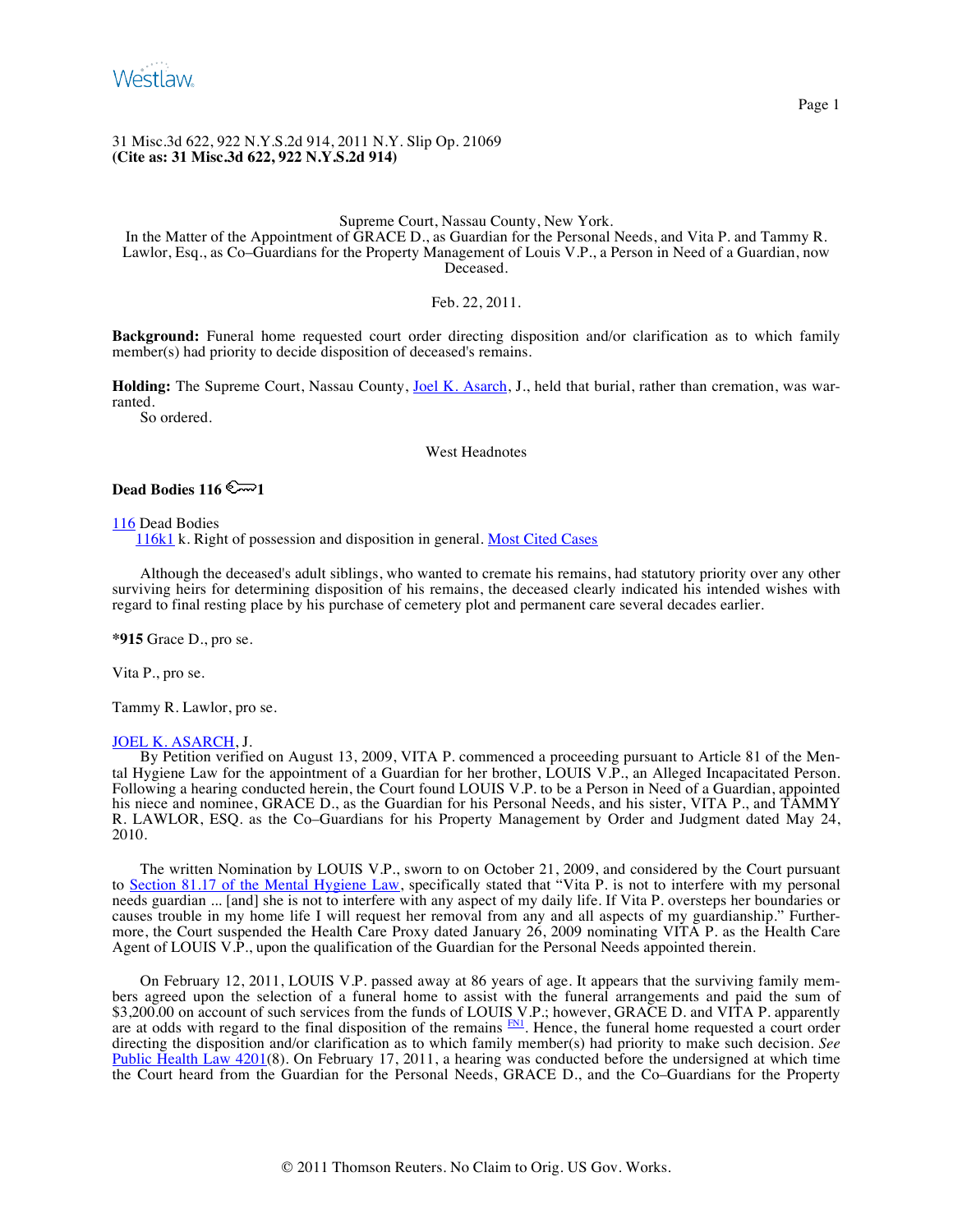31 Misc.3d 622, 922 N.Y.S.2d 914, 2011 N.Y. Slip Op. 21069
**(Cite as: 31 Misc.3d 622, 922 N.Y.S.2d 914)**

Supreme Court, Nassau County, New York.
In the Matter of the Appointment of GRACE D., as Guardian for the Personal Needs, and Vita P. and Tammy R. Lawlor, Esq., as Co–Guardians for the Property Management of Louis V.P., a Person in Need of a Guardian, now Deceased.

Feb. 22, 2011.

**Background:** Funeral home requested court order directing disposition and/or clarification as to which family member(s) had priority to decide disposition of deceased's remains.

**Holding:** The Supreme Court, Nassau County, Joel K. Asarch, J., held that burial, rather than cremation, was warranted.

So ordered.

West Headnotes

**Dead Bodies 116 1**

116 Dead Bodies
116k1 k. Right of possession and disposition in general. Most Cited Cases

Although the deceased's adult siblings, who wanted to cremate his remains, had statutory priority over any other surviving heirs for determining disposition of his remains, the deceased clearly indicated his intended wishes with regard to final resting place by his purchase of cemetery plot and permanent care several decades earlier.

**\*915** Grace D., pro se.

Vita P., pro se.

Tammy R. Lawlor, pro se.

JOEL K. ASARCH, J.

By Petition verified on August 13, 2009, VITA P. commenced a proceeding pursuant to Article 81 of the Mental Hygiene Law for the appointment of a Guardian for her brother, LOUIS V.P., an Alleged Incapacitated Person. Following a hearing conducted herein, the Court found LOUIS V.P. to be a Person in Need of a Guardian, appointed his niece and nominee, GRACE D., as the Guardian for his Personal Needs, and his sister, VITA P., and TAMMY R. LAWLOR, ESQ. as the Co–Guardians for his Property Management by Order and Judgment dated May 24, 2010.

The written Nomination by LOUIS V.P., sworn to on October 21, 2009, and considered by the Court pursuant to Section 81.17 of the Mental Hygiene Law, specifically stated that "Vita P. is not to interfere with my personal needs guardian ... [and] she is not to interfere with any aspect of my daily life. If Vita P. oversteps her boundaries or causes trouble in my home life I will request her removal from any and all aspects of my guardianship." Furthermore, the Court suspended the Health Care Proxy dated January 26, 2009 nominating VITA P. as the Health Care Agent of LOUIS V.P., upon the qualification of the Guardian for the Personal Needs appointed therein.

On February 12, 2011, LOUIS V.P. passed away at 86 years of age. It appears that the surviving family members agreed upon the selection of a funeral home to assist with the funeral arrangements and paid the sum of $3,200.00 on account of such services from the funds of LOUIS V.P.; however, GRACE D. and VITA P. apparently are at odds with regard to the final disposition of the remains [FN1]. Hence, the funeral home requested a court order directing the disposition and/or clarification as to which family member(s) had priority to make such decision. *See* Public Health Law 4201(8). On February 17, 2011, a hearing was conducted before the undersigned at which time the Court heard from the Guardian for the Personal Needs, GRACE D., and the Co–Guardians for the Property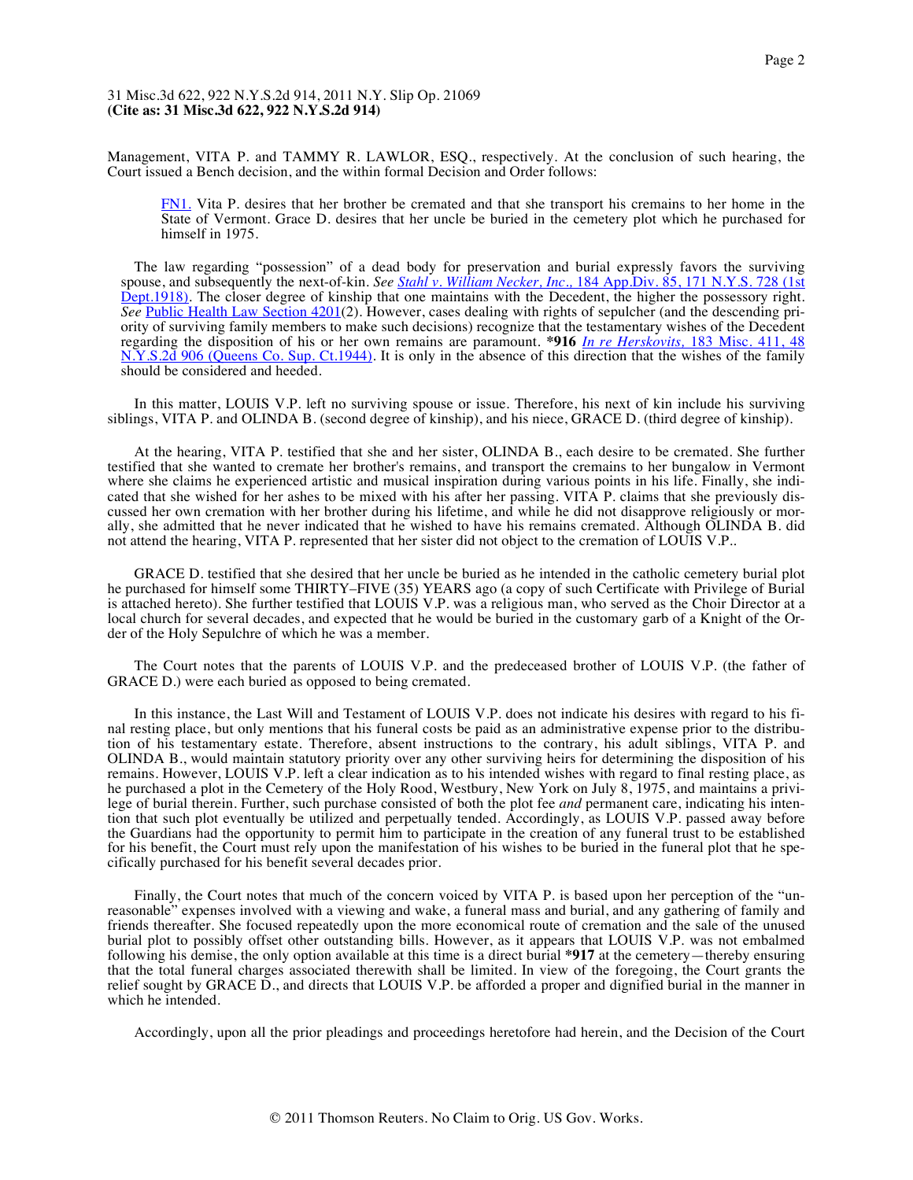Management, VITA P. and TAMMY R. LAWLOR, ESQ., respectively. At the conclusion of such hearing, the Court issued a Bench decision, and the within formal Decision and Order follows:

> FN1. Vita P. desires that her brother be cremated and that she transport his cremains to her home in the State of Vermont. Grace D. desires that her uncle be buried in the cemetery plot which he purchased for himself in 1975.

The law regarding "possession" of a dead body for preservation and burial expressly favors the surviving spouse, and subsequently the next-of-kin. *See* *Stahl v. William Necker, Inc.*, 184 App.Div. 85, 171 N.Y.S. 728 (1st Dept.1918). The closer degree of kinship that one maintains with the Decedent, the higher the possessory right. *See* Public Health Law Section 4201(2). However, cases dealing with rights of sepulcher (and the descending priority of surviving family members to make such decisions) recognize that the testamentary wishes of the Decedent regarding the disposition of his or her own remains are paramount. **\*916** *In re Herskovits*, 183 Misc. 411, 48 N.Y.S.2d 906 (Queens Co. Sup. Ct.1944). It is only in the absence of this direction that the wishes of the family should be considered and heeded.

In this matter, LOUIS V.P. left no surviving spouse or issue. Therefore, his next of kin include his surviving siblings, VITA P. and OLINDA B. (second degree of kinship), and his niece, GRACE D. (third degree of kinship).

At the hearing, VITA P. testified that she and her sister, OLINDA B., each desire to be cremated. She further testified that she wanted to cremate her brother's remains, and transport the cremains to her bungalow in Vermont where she claims he experienced artistic and musical inspiration during various points in his life. Finally, she indicated that she wished for her ashes to be mixed with his after her passing. VITA P. claims that she previously discussed her own cremation with her brother during his lifetime, and while he did not disapprove religiously or morally, she admitted that he never indicated that he wished to have his remains cremated. Although OLINDA B. did not attend the hearing, VITA P. represented that her sister did not object to the cremation of LOUIS V.P..

GRACE D. testified that she desired that her uncle be buried as he intended in the catholic cemetery burial plot he purchased for himself some THIRTY–FIVE (35) YEARS ago (a copy of such Certificate with Privilege of Burial is attached hereto). She further testified that LOUIS V.P. was a religious man, who served as the Choir Director at a local church for several decades, and expected that he would be buried in the customary garb of a Knight of the Order of the Holy Sepulchre of which he was a member.

The Court notes that the parents of LOUIS V.P. and the predeceased brother of LOUIS V.P. (the father of GRACE D.) were each buried as opposed to being cremated.

In this instance, the Last Will and Testament of LOUIS V.P. does not indicate his desires with regard to his final resting place, but only mentions that his funeral costs be paid as an administrative expense prior to the distribution of his testamentary estate. Therefore, absent instructions to the contrary, his adult siblings, VITA P. and OLINDA B., would maintain statutory priority over any other surviving heirs for determining the disposition of his remains. However, LOUIS V.P. left a clear indication as to his intended wishes with regard to final resting place, as he purchased a plot in the Cemetery of the Holy Rood, Westbury, New York on July 8, 1975, and maintains a privilege of burial therein. Further, such purchase consisted of both the plot fee *and* permanent care, indicating his intention that such plot eventually be utilized and perpetually tended. Accordingly, as LOUIS V.P. passed away before the Guardians had the opportunity to permit him to participate in the creation of any funeral trust to be established for his benefit, the Court must rely upon the manifestation of his wishes to be buried in the funeral plot that he specifically purchased for his benefit several decades prior.

Finally, the Court notes that much of the concern voiced by VITA P. is based upon her perception of the "unreasonable" expenses involved with a viewing and wake, a funeral mass and burial, and any gathering of family and friends thereafter. She focused repeatedly upon the more economical route of cremation and the sale of the unused burial plot to possibly offset other outstanding bills. However, as it appears that LOUIS V.P. was not embalmed following his demise, the only option available at this time is a direct burial **\*917** at the cemetery—thereby ensuring that the total funeral charges associated therewith shall be limited. In view of the foregoing, the Court grants the relief sought by GRACE D., and directs that LOUIS V.P. be afforded a proper and dignified burial in the manner in which he intended.

Accordingly, upon all the prior pleadings and proceedings heretofore had herein, and the Decision of the Court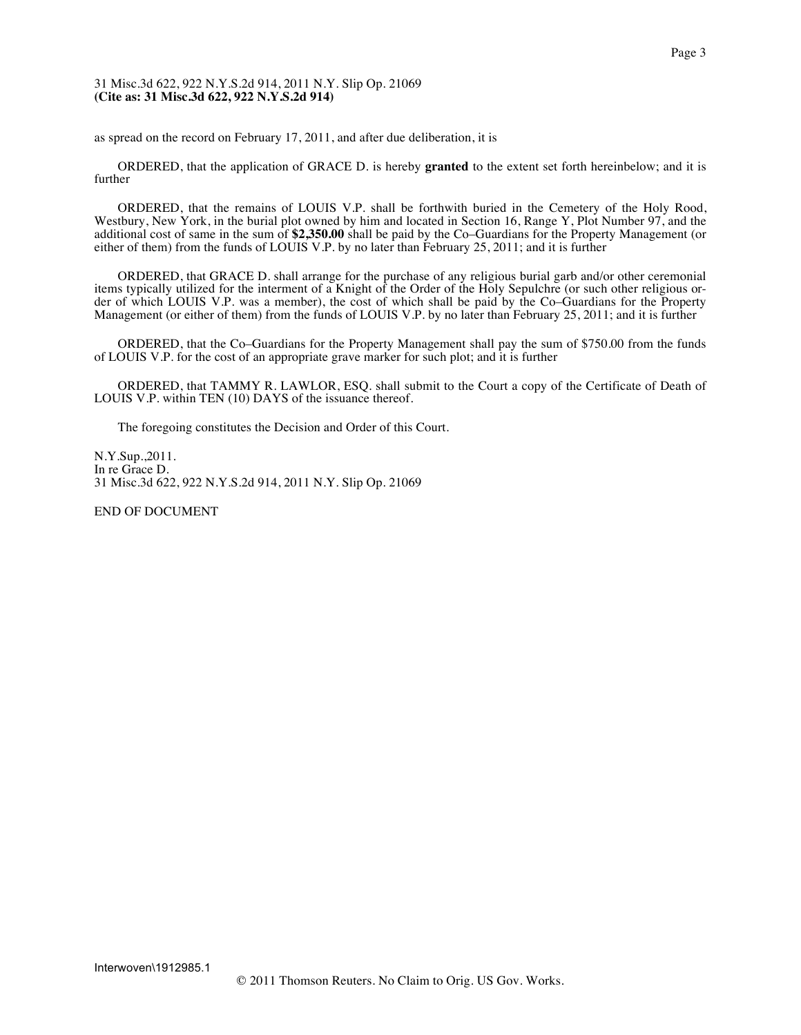as spread on the record on February 17, 2011, and after due deliberation, it is

ORDERED, that the application of GRACE D. is hereby **granted** to the extent set forth hereinbelow; and it is further

ORDERED, that the remains of LOUIS V.P. shall be forthwith buried in the Cemetery of the Holy Rood, Westbury, New York, in the burial plot owned by him and located in Section 16, Range Y, Plot Number 97, and the additional cost of same in the sum of **$2,350.00** shall be paid by the Co–Guardians for the Property Management (or either of them) from the funds of LOUIS V.P. by no later than February 25, 2011; and it is further

ORDERED, that GRACE D. shall arrange for the purchase of any religious burial garb and/or other ceremonial items typically utilized for the interment of a Knight of the Order of the Holy Sepulchre (or such other religious order of which LOUIS V.P. was a member), the cost of which shall be paid by the Co–Guardians for the Property Management (or either of them) from the funds of LOUIS V.P. by no later than February 25, 2011; and it is further

ORDERED, that the Co–Guardians for the Property Management shall pay the sum of $750.00 from the funds of LOUIS V.P. for the cost of an appropriate grave marker for such plot; and it is further

ORDERED, that TAMMY R. LAWLOR, ESQ. shall submit to the Court a copy of the Certificate of Death of LOUIS V.P. within TEN (10) DAYS of the issuance thereof.

The foregoing constitutes the Decision and Order of this Court.

N.Y.Sup.,2011.
In re Grace D.
31 Misc.3d 622, 922 N.Y.S.2d 914, 2011 N.Y. Slip Op. 21069

END OF DOCUMENT